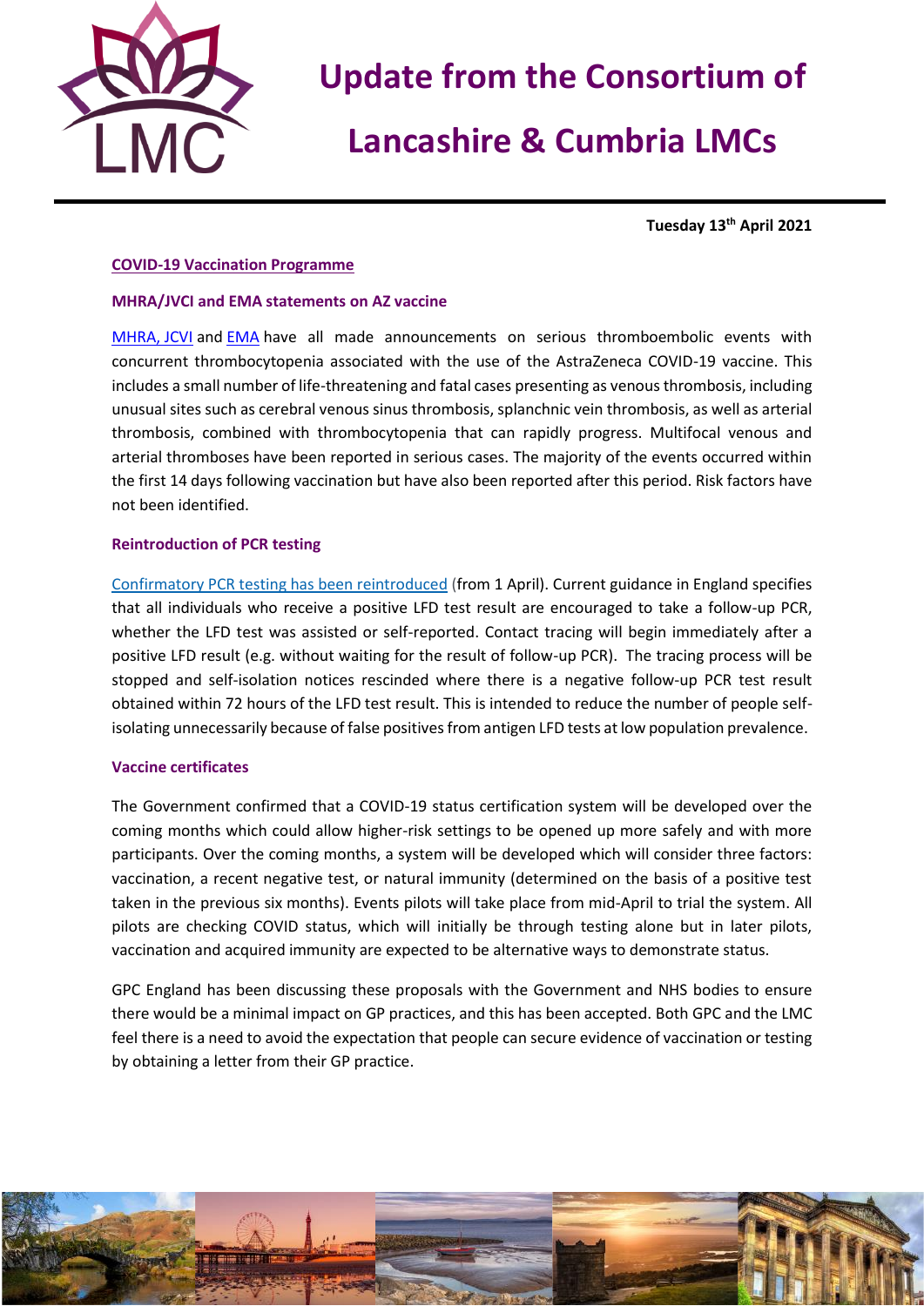# Update from the Consortium of Lancashire & Cumbria LMCs

**Tuesday 13th April 2021**

## COVID-19 Vaccination Programme

### MHRA/JVCI and EMA statements on AZ vaccine

MHRA, JCVI and EMA have all made announcements on serious thromboembolic events with concurrent thrombocytopenia associated with the use of the AstraZeneca COVID-19 vaccine. This includes a small number of life-threatening and fatal cases presenting as venous thrombosis, including unusual sites such as cerebral venous sinus thrombosis, splanchnic vein thrombosis, as well as arterial thrombosis, combined with thrombocytopenia that can rapidly progress. Multifocal venous and arterial thromboses have been reported in serious cases. The majority of the events occurred within the first 14 days following vaccination but have also been reported after this period. Risk factors have not been identified.

### Reintroduction of PCR testing

Confirmatory PCR testing has been reintroduced (from 1 April). Current guidance in England specifies that all individuals who receive a positive LFD test result are encouraged to take a follow-up PCR, whether the LFD test was assisted or self-reported. Contact tracing will begin immediately after a positive LFD result (e.g. without waiting for the result of follow-up PCR). The tracing process will be stopped and self-isolation notices rescinded where there is a negative follow-up PCR test result obtained within 72 hours of the LFD test result. This is intended to reduce the number of people self-isolating unnecessarily because of false positives from antigen LFD tests at low population prevalence.

### Vaccine certificates

The Government confirmed that a COVID-19 status certification system will be developed over the coming months which could allow higher-risk settings to be opened up more safely and with more participants. Over the coming months, a system will be developed which will consider three factors: vaccination, a recent negative test, or natural immunity (determined on the basis of a positive test taken in the previous six months). Events pilots will take place from mid-April to trial the system. All pilots are checking COVID status, which will initially be through testing alone but in later pilots, vaccination and acquired immunity are expected to be alternative ways to demonstrate status.

GPC England has been discussing these proposals with the Government and NHS bodies to ensure there would be a minimal impact on GP practices, and this has been accepted. Both GPC and the LMC feel there is a need to avoid the expectation that people can secure evidence of vaccination or testing by obtaining a letter from their GP practice.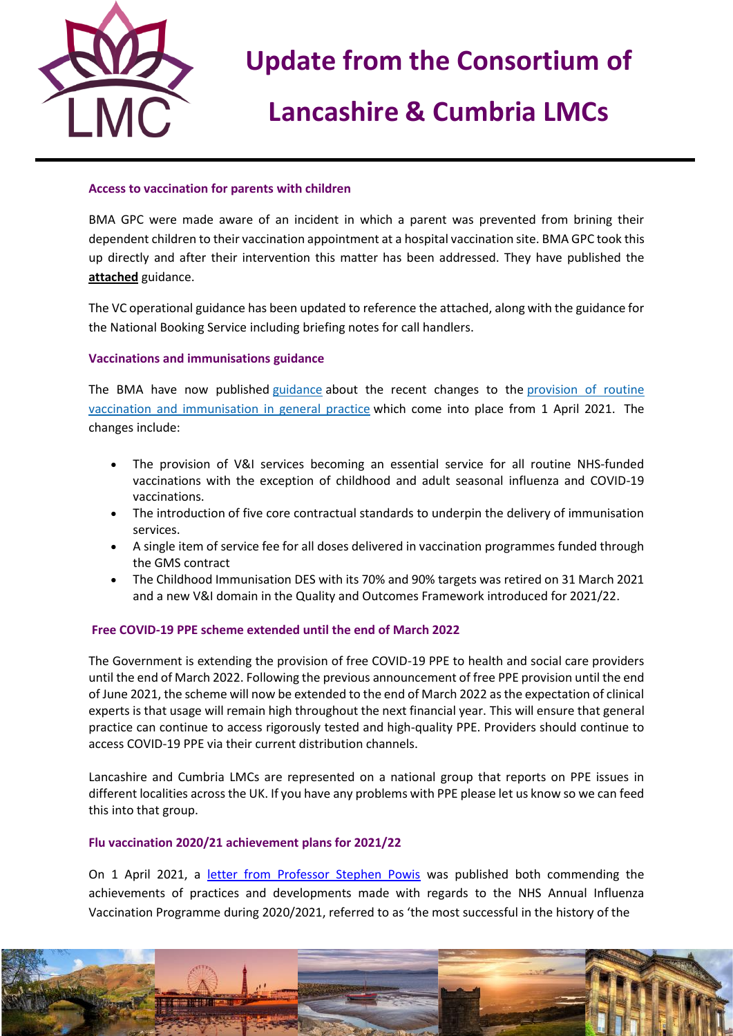# Update from the Consortium of Lancashire & Cumbria LMCs

### Access to vaccination for parents with children

BMA GPC were made aware of an incident in which a parent was prevented from brining their dependent children to their vaccination appointment at a hospital vaccination site. BMA GPC took this up directly and after their intervention this matter has been addressed. They have published the **attached** guidance.

The VC operational guidance has been updated to reference the attached, along with the guidance for the National Booking Service including briefing notes for call handlers.

### Vaccinations and immunisations guidance

The BMA have now published guidance about the recent changes to the provision of routine vaccination and immunisation in general practice which come into place from 1 April 2021. The changes include:

- The provision of V&I services becoming an essential service for all routine NHS-funded vaccinations with the exception of childhood and adult seasonal influenza and COVID-19 vaccinations.
- The introduction of five core contractual standards to underpin the delivery of immunisation services.
- A single item of service fee for all doses delivered in vaccination programmes funded through the GMS contract
- The Childhood Immunisation DES with its 70% and 90% targets was retired on 31 March 2021 and a new V&I domain in the Quality and Outcomes Framework introduced for 2021/22.

### Free COVID-19 PPE scheme extended until the end of March 2022

The Government is extending the provision of free COVID-19 PPE to health and social care providers until the end of March 2022. Following the previous announcement of free PPE provision until the end of June 2021, the scheme will now be extended to the end of March 2022 as the expectation of clinical experts is that usage will remain high throughout the next financial year. This will ensure that general practice can continue to access rigorously tested and high-quality PPE. Providers should continue to access COVID-19 PPE via their current distribution channels.

Lancashire and Cumbria LMCs are represented on a national group that reports on PPE issues in different localities across the UK. If you have any problems with PPE please let us know so we can feed this into that group.

### Flu vaccination 2020/21 achievement plans for 2021/22

On 1 April 2021, a letter from Professor Stephen Powis was published both commending the achievements of practices and developments made with regards to the NHS Annual Influenza Vaccination Programme during 2020/2021, referred to as 'the most successful in the history of the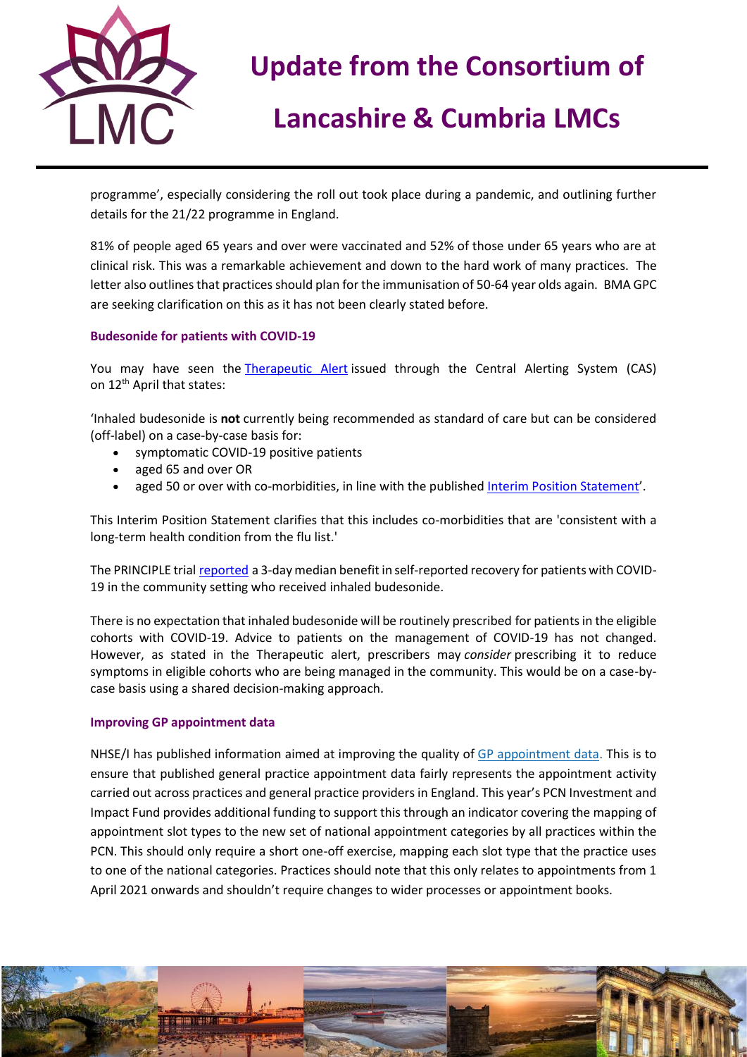programme', especially considering the roll out took place during a pandemic, and outlining further details for the 21/22 programme in England.

81% of people aged 65 years and over were vaccinated and 52% of those under 65 years who are at clinical risk. This was a remarkable achievement and down to the hard work of many practices. The letter also outlines that practices should plan for the immunisation of 50-64 year olds again. BMA GPC are seeking clarification on this as it has not been clearly stated before.

### Budesonide for patients with COVID-19

You may have seen the Therapeutic Alert issued through the Central Alerting System (CAS) on 12th April that states:

'Inhaled budesonide is **not** currently being recommended as standard of care but can be considered (off-label) on a case-by-case basis for:

- symptomatic COVID-19 positive patients
- aged 65 and over OR
- aged 50 or over with co-morbidities, in line with the published Interim Position Statement'.

This Interim Position Statement clarifies that this includes co-morbidities that are 'consistent with a long-term health condition from the flu list.'

The PRINCIPLE trial reported a 3-day median benefit in self-reported recovery for patients with COVID-19 in the community setting who received inhaled budesonide.

There is no expectation that inhaled budesonide will be routinely prescribed for patients in the eligible cohorts with COVID-19. Advice to patients on the management of COVID-19 has not changed. However, as stated in the Therapeutic alert, prescribers may *consider* prescribing it to reduce symptoms in eligible cohorts who are being managed in the community. This would be on a case-by-case basis using a shared decision-making approach.

### Improving GP appointment data

NHSE/I has published information aimed at improving the quality of GP appointment data. This is to ensure that published general practice appointment data fairly represents the appointment activity carried out across practices and general practice providers in England. This year's PCN Investment and Impact Fund provides additional funding to support this through an indicator covering the mapping of appointment slot types to the new set of national appointment categories by all practices within the PCN. This should only require a short one-off exercise, mapping each slot type that the practice uses to one of the national categories. Practices should note that this only relates to appointments from 1 April 2021 onwards and shouldn't require changes to wider processes or appointment books.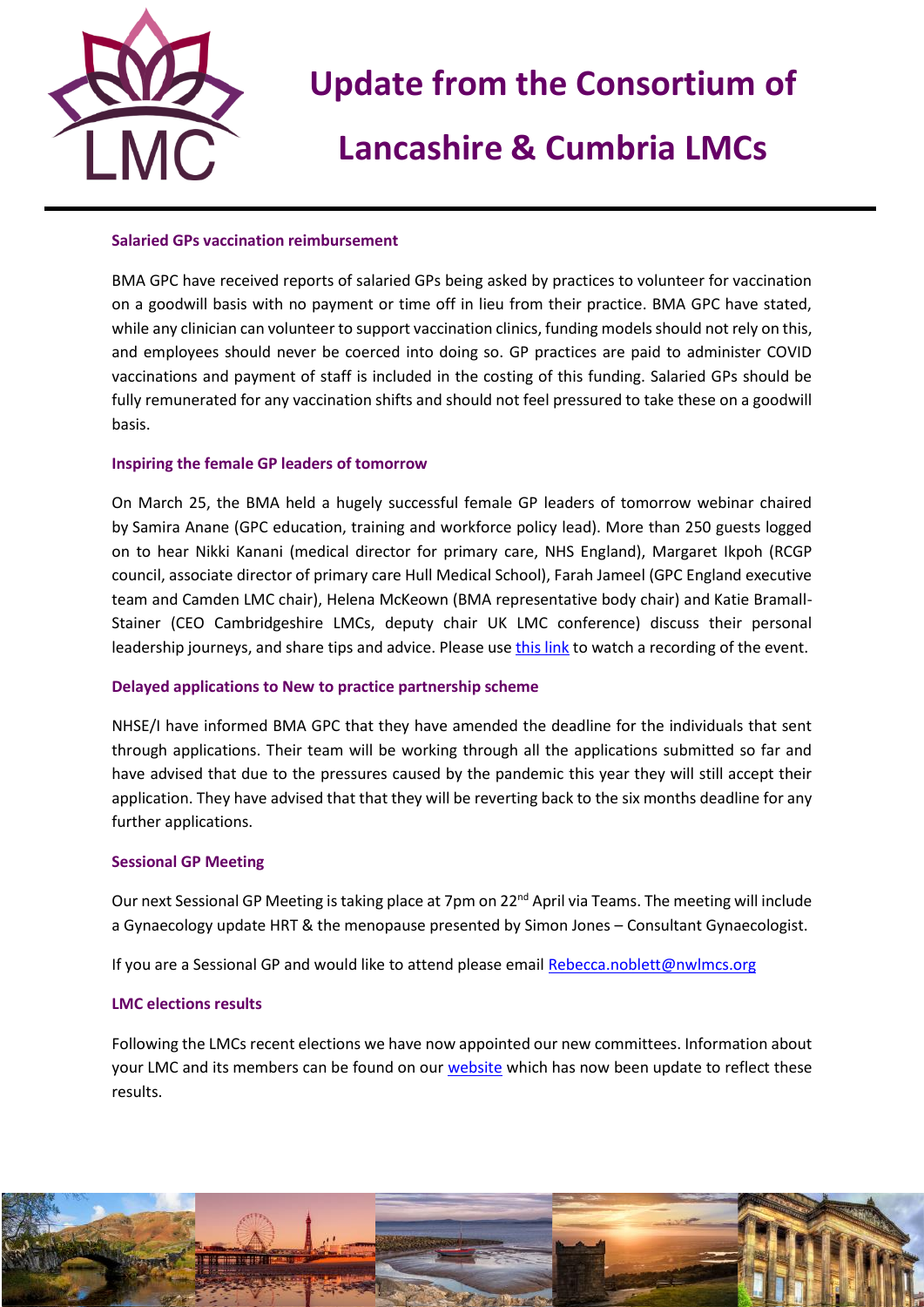# Update from the Consortium of Lancashire & Cumbria LMCs

### Salaried GPs vaccination reimbursement

BMA GPC have received reports of salaried GPs being asked by practices to volunteer for vaccination on a goodwill basis with no payment or time off in lieu from their practice. BMA GPC have stated, while any clinician can volunteer to support vaccination clinics, funding models should not rely on this, and employees should never be coerced into doing so. GP practices are paid to administer COVID vaccinations and payment of staff is included in the costing of this funding. Salaried GPs should be fully remunerated for any vaccination shifts and should not feel pressured to take these on a goodwill basis.

### Inspiring the female GP leaders of tomorrow

On March 25, the BMA held a hugely successful female GP leaders of tomorrow webinar chaired by Samira Anane (GPC education, training and workforce policy lead). More than 250 guests logged on to hear Nikki Kanani (medical director for primary care, NHS England), Margaret Ikpoh (RCGP council, associate director of primary care Hull Medical School), Farah Jameel (GPC England executive team and Camden LMC chair), Helena McKeown (BMA representative body chair) and Katie Bramall-Stainer (CEO Cambridgeshire LMCs, deputy chair UK LMC conference) discuss their personal leadership journeys, and share tips and advice. Please use this link to watch a recording of the event.

### Delayed applications to New to practice partnership scheme

NHSE/I have informed BMA GPC that they have amended the deadline for the individuals that sent through applications. Their team will be working through all the applications submitted so far and have advised that due to the pressures caused by the pandemic this year they will still accept their application. They have advised that that they will be reverting back to the six months deadline for any further applications.

### Sessional GP Meeting

Our next Sessional GP Meeting is taking place at 7pm on 22nd April via Teams. The meeting will include a Gynaecology update HRT & the menopause presented by Simon Jones – Consultant Gynaecologist.

If you are a Sessional GP and would like to attend please email Rebecca.noblett@nwlmcs.org

### LMC elections results

Following the LMCs recent elections we have now appointed our new committees. Information about your LMC and its members can be found on our website which has now been update to reflect these results.